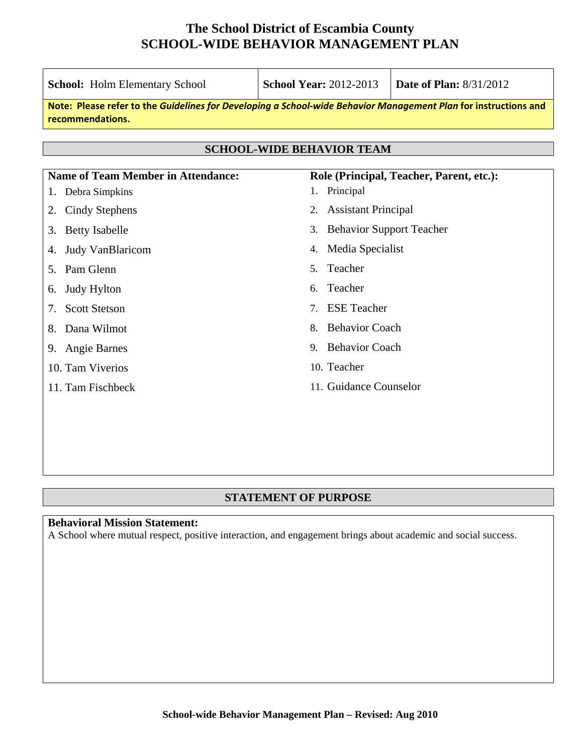# The School District of Escambia County
# SCHOOL-WIDE BEHAVIOR MANAGEMENT PLAN

| **School:** Holm Elementary School | **School Year:** 2012-2013 | **Date of Plan:** 8/31/2012 |
|---|---|---|

**Note: Please refer to the *Guidelines for Developing a School-wide Behavior Management Plan* for instructions and recommendations.**

## SCHOOL-WIDE BEHAVIOR TEAM

| Name of Team Member in Attendance: | Role (Principal, Teacher, Parent, etc.): |
|---|---|
| 1. Debra Simpkins | 1. Principal |
| 2. Cindy Stephens | 2. Assistant Principal |
| 3. Betty Isabelle | 3. Behavior Support Teacher |
| 4. Judy VanBlaricom | 4. Media Specialist |
| 5. Pam Glenn | 5. Teacher |
| 6. Judy Hylton | 6. Teacher |
| 7. Scott Stetson | 7. ESE Teacher |
| 8. Dana Wilmot | 8. Behavior Coach |
| 9. Angie Barnes | 9. Behavior Coach |
| 10. Tam Viverios | 10. Teacher |
| 11. Tam Fischbeck | 11. Guidance Counselor |

## STATEMENT OF PURPOSE

**Behavioral Mission Statement:**
A School where mutual respect, positive interaction, and engagement brings about academic and social success.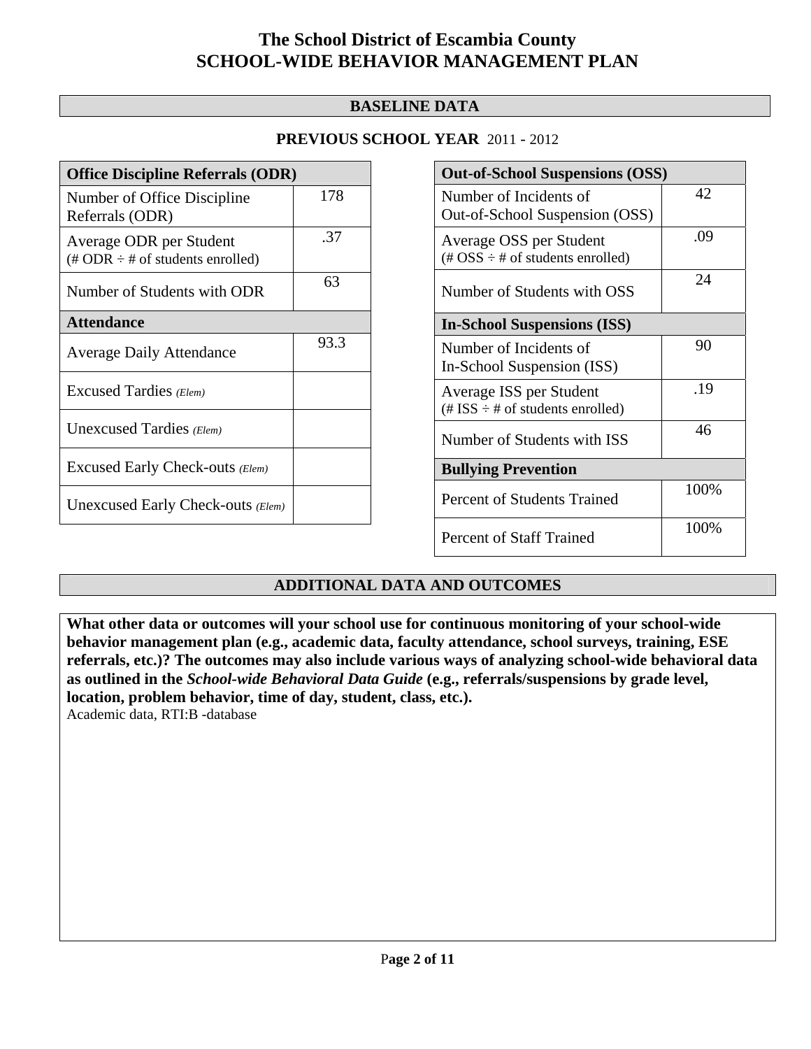# The School District of Escambia County
# SCHOOL-WIDE BEHAVIOR MANAGEMENT PLAN

## BASELINE DATA

### PREVIOUS SCHOOL YEAR 2011 - 2012

| Office Discipline Referrals (ODR) | |
|---|---|
| Number of Office Discipline Referrals (ODR) | 178 |
| Average ODR per Student (# ODR ÷ # of students enrolled) | .37 |
| Number of Students with ODR | 63 |
| **Attendance** | |
| Average Daily Attendance | 93.3 |
| Excused Tardies *(Elem)* | |
| Unexcused Tardies *(Elem)* | |
| Excused Early Check-outs *(Elem)* | |
| Unexcused Early Check-outs *(Elem)* | |

| Out-of-School Suspensions (OSS) | |
|---|---|
| Number of Incidents of Out-of-School Suspension (OSS) | 42 |
| Average OSS per Student (# OSS ÷ # of students enrolled) | .09 |
| Number of Students with OSS | 24 |
| **In-School Suspensions (ISS)** | |
| Number of Incidents of In-School Suspension (ISS) | 90 |
| Average ISS per Student (# ISS ÷ # of students enrolled) | .19 |
| Number of Students with ISS | 46 |
| **Bullying Prevention** | |
| Percent of Students Trained | 100% |
| Percent of Staff Trained | 100% |

## ADDITIONAL DATA AND OUTCOMES

**What other data or outcomes will your school use for continuous monitoring of your school-wide behavior management plan (e.g., academic data, faculty attendance, school surveys, training, ESE referrals, etc.)? The outcomes may also include various ways of analyzing school-wide behavioral data as outlined in the *School-wide Behavioral Data Guide* (e.g., referrals/suspensions by grade level, location, problem behavior, time of day, student, class, etc.).**

Academic data, RTI:B -database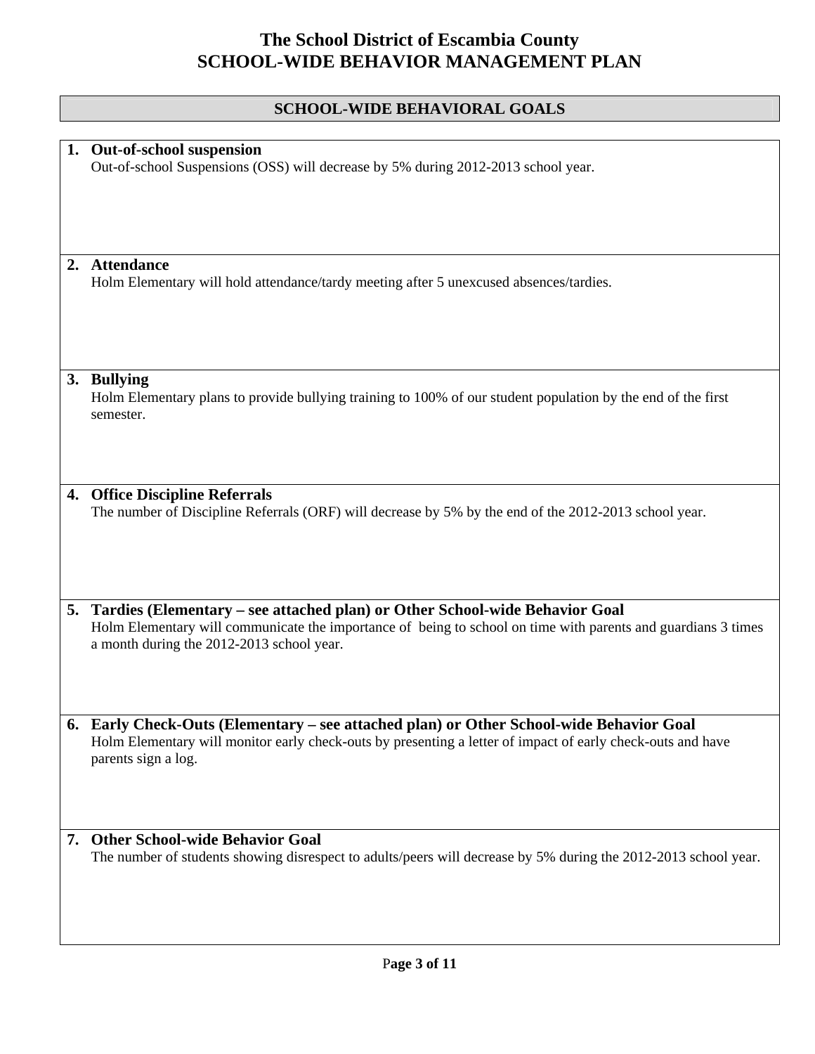# The School District of Escambia County
# SCHOOL-WIDE BEHAVIOR MANAGEMENT PLAN

## SCHOOL-WIDE BEHAVIORAL GOALS

1. **Out-of-school suspension**
   Out-of-school Suspensions (OSS) will decrease by 5% during 2012-2013 school year.

2. **Attendance**
   Holm Elementary will hold attendance/tardy meeting after 5 unexcused absences/tardies.

3. **Bullying**
   Holm Elementary plans to provide bullying training to 100% of our student population by the end of the first semester.

4. **Office Discipline Referrals**
   The number of Discipline Referrals (ORF) will decrease by 5% by the end of the 2012-2013 school year.

5. **Tardies (Elementary – see attached plan) or Other School-wide Behavior Goal**
   Holm Elementary will communicate the importance of being to school on time with parents and guardians 3 times a month during the 2012-2013 school year.

6. **Early Check-Outs (Elementary – see attached plan) or Other School-wide Behavior Goal**
   Holm Elementary will monitor early check-outs by presenting a letter of impact of early check-outs and have parents sign a log.

7. **Other School-wide Behavior Goal**
   The number of students showing disrespect to adults/peers will decrease by 5% during the 2012-2013 school year.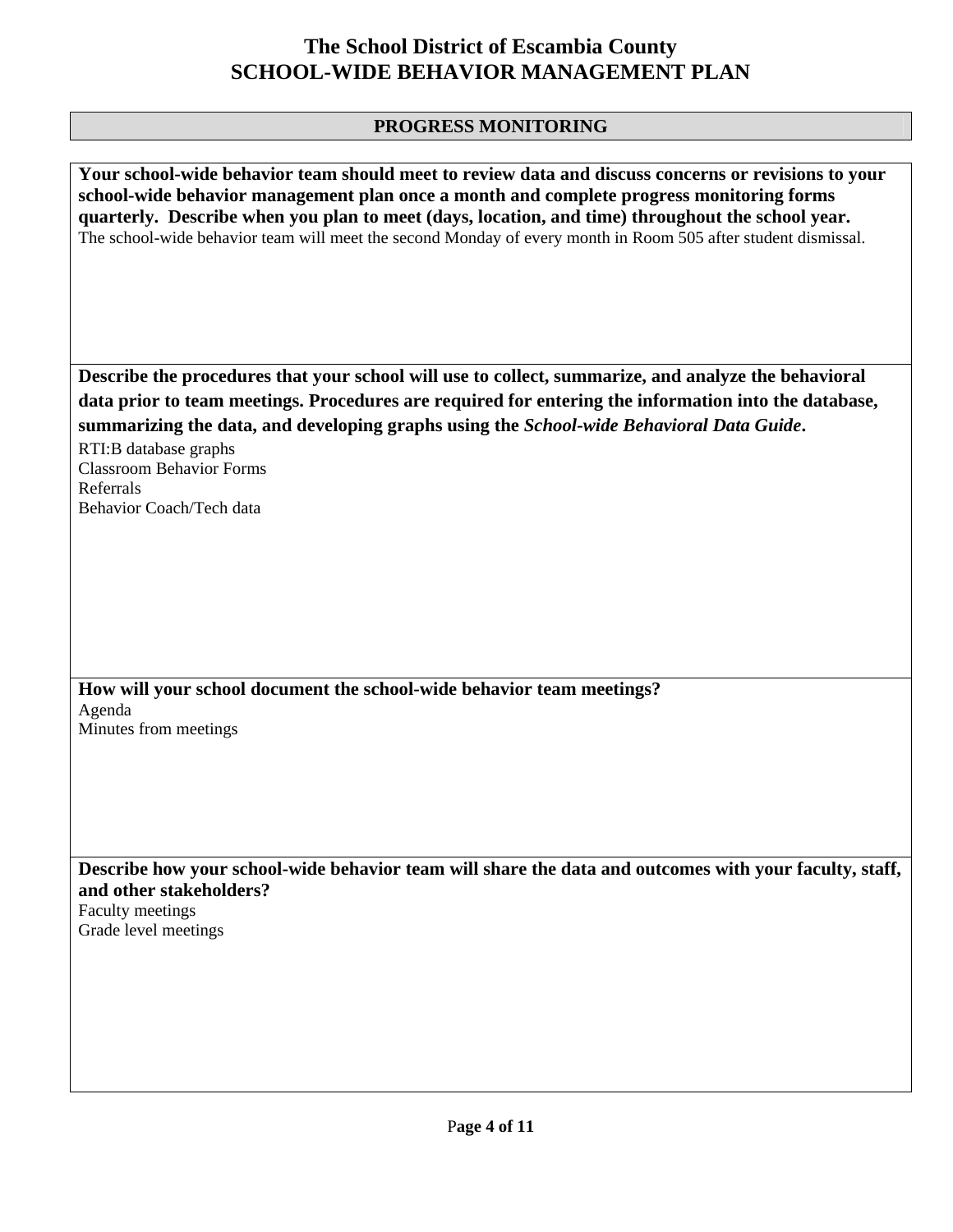# The School District of Escambia County
# SCHOOL-WIDE BEHAVIOR MANAGEMENT PLAN

## PROGRESS MONITORING

**Your school-wide behavior team should meet to review data and discuss concerns or revisions to your school-wide behavior management plan once a month and complete progress monitoring forms quarterly. Describe when you plan to meet (days, location, and time) throughout the school year.**

The school-wide behavior team will meet the second Monday of every month in Room 505 after student dismissal.

**Describe the procedures that your school will use to collect, summarize, and analyze the behavioral data prior to team meetings. Procedures are required for entering the information into the database, summarizing the data, and developing graphs using the *School-wide Behavioral Data Guide*.**

RTI:B database graphs
Classroom Behavior Forms
Referrals
Behavior Coach/Tech data

**How will your school document the school-wide behavior team meetings?**

Agenda
Minutes from meetings

**Describe how your school-wide behavior team will share the data and outcomes with your faculty, staff, and other stakeholders?**

Faculty meetings
Grade level meetings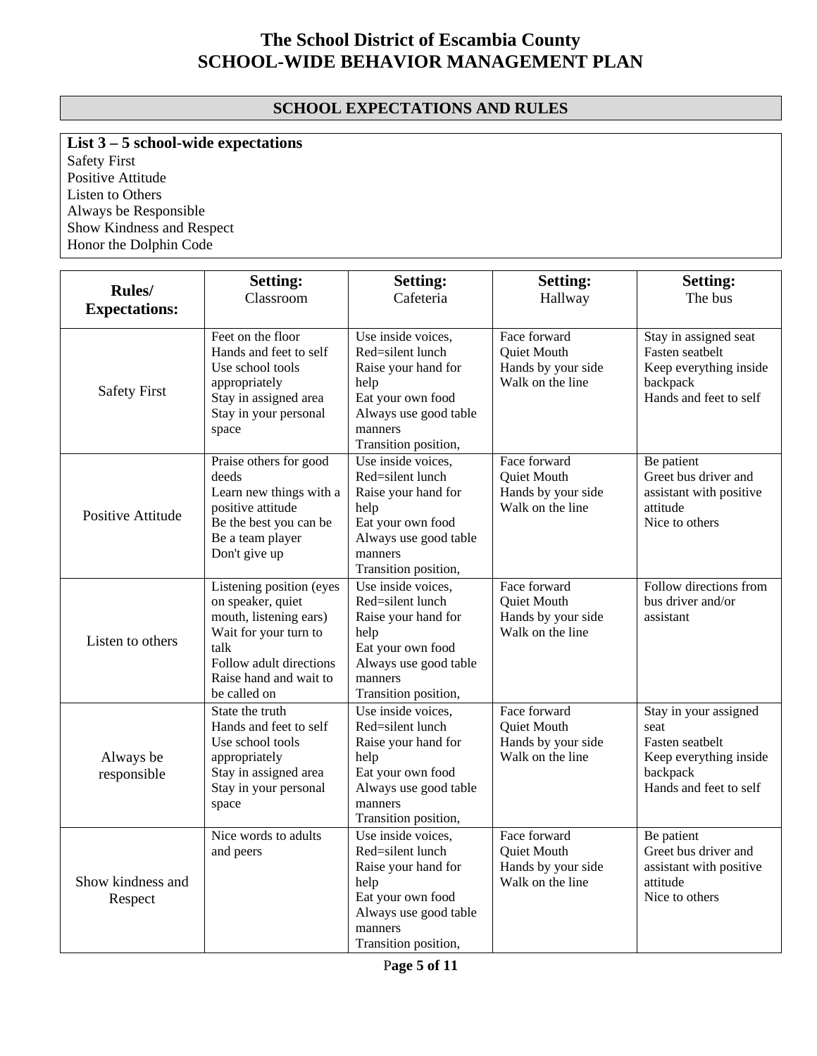# The School District of Escambia County
# SCHOOL-WIDE BEHAVIOR MANAGEMENT PLAN

## SCHOOL EXPECTATIONS AND RULES

**List 3 – 5 school-wide expectations**

Safety First
Positive Attitude
Listen to Others
Always be Responsible
Show Kindness and Respect
Honor the Dolphin Code

| Rules/ Expectations: | Setting: Classroom | Setting: Cafeteria | Setting: Hallway | Setting: The bus |
|---|---|---|---|---|
| Safety First | Feet on the floor<br>Hands and feet to self<br>Use school tools appropriately<br>Stay in assigned area<br>Stay in your personal space | Use inside voices,<br>Red=silent lunch<br>Raise your hand for help<br>Eat your own food<br>Always use good table manners<br>Transition position, | Face forward<br>Quiet Mouth<br>Hands by your side<br>Walk on the line | Stay in assigned seat<br>Fasten seatbelt<br>Keep everything inside backpack<br>Hands and feet to self |
| Positive Attitude | Praise others for good deeds<br>Learn new things with a positive attitude<br>Be the best you can be<br>Be a team player<br>Don't give up | Use inside voices,<br>Red=silent lunch<br>Raise your hand for help<br>Eat your own food<br>Always use good table manners<br>Transition position, | Face forward<br>Quiet Mouth<br>Hands by your side<br>Walk on the line | Be patient<br>Greet bus driver and assistant with positive attitude<br>Nice to others |
| Listen to others | Listening position (eyes on speaker, quiet mouth, listening ears)<br>Wait for your turn to talk<br>Follow adult directions<br>Raise hand and wait to be called on | Use inside voices,<br>Red=silent lunch<br>Raise your hand for help<br>Eat your own food<br>Always use good table manners<br>Transition position, | Face forward<br>Quiet Mouth<br>Hands by your side<br>Walk on the line | Follow directions from bus driver and/or assistant |
| Always be responsible | State the truth<br>Hands and feet to self<br>Use school tools appropriately<br>Stay in assigned area<br>Stay in your personal space | Use inside voices,<br>Red=silent lunch<br>Raise your hand for help<br>Eat your own food<br>Always use good table manners<br>Transition position, | Face forward<br>Quiet Mouth<br>Hands by your side<br>Walk on the line | Stay in your assigned seat<br>Fasten seatbelt<br>Keep everything inside backpack<br>Hands and feet to self |
| Show kindness and Respect | Nice words to adults and peers | Use inside voices,<br>Red=silent lunch<br>Raise your hand for help<br>Eat your own food<br>Always use good table manners<br>Transition position, | Face forward<br>Quiet Mouth<br>Hands by your side<br>Walk on the line | Be patient<br>Greet bus driver and assistant with positive attitude<br>Nice to others |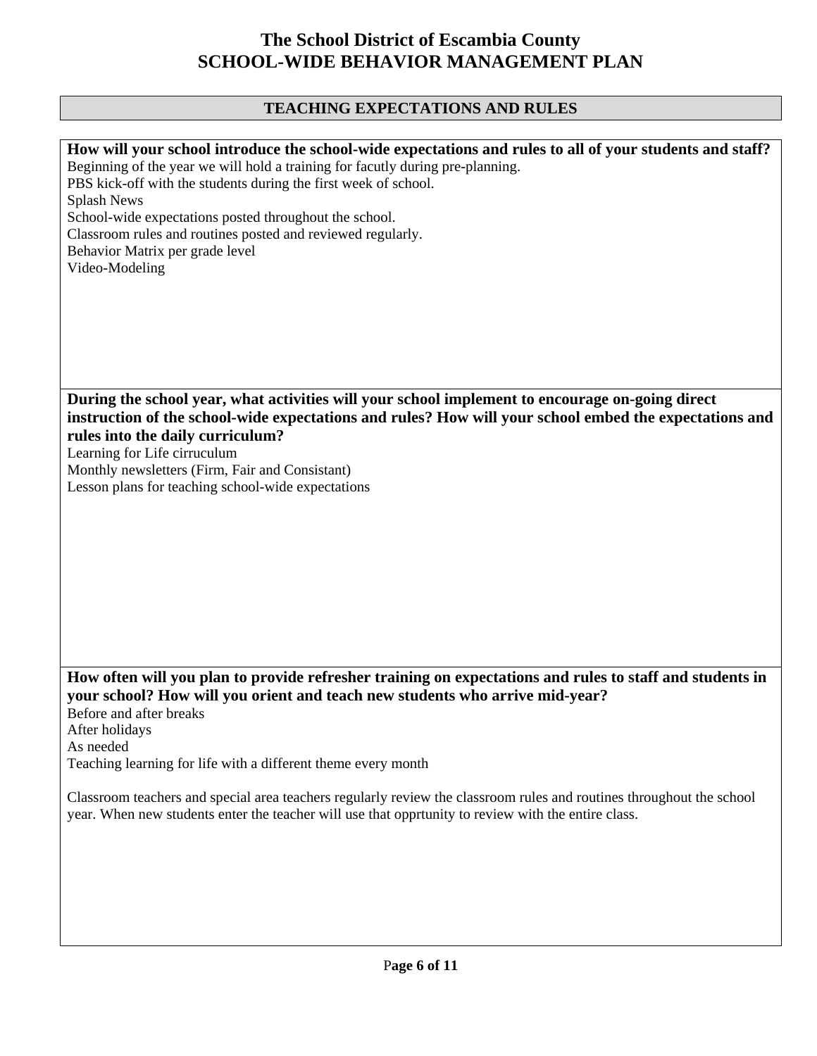# The School District of Escambia County
# SCHOOL-WIDE BEHAVIOR MANAGEMENT PLAN

## TEACHING EXPECTATIONS AND RULES

**How will your school introduce the school-wide expectations and rules to all of your students and staff?**

Beginning of the year we will hold a training for facutly during pre-planning.
PBS kick-off with the students during the first week of school.
Splash News
School-wide expectations posted throughout the school.
Classroom rules and routines posted and reviewed regularly.
Behavior Matrix per grade level
Video-Modeling

**During the school year, what activities will your school implement to encourage on-going direct instruction of the school-wide expectations and rules? How will your school embed the expectations and rules into the daily curriculum?**

Learning for Life cirruculum
Monthly newsletters (Firm, Fair and Consistant)
Lesson plans for teaching school-wide expectations

**How often will you plan to provide refresher training on expectations and rules to staff and students in your school? How will you orient and teach new students who arrive mid-year?**

Before and after breaks
After holidays
As needed
Teaching learning for life with a different theme every month

Classroom teachers and special area teachers regularly review the classroom rules and routines throughout the school year. When new students enter the teacher will use that opprtunity to review with the entire class.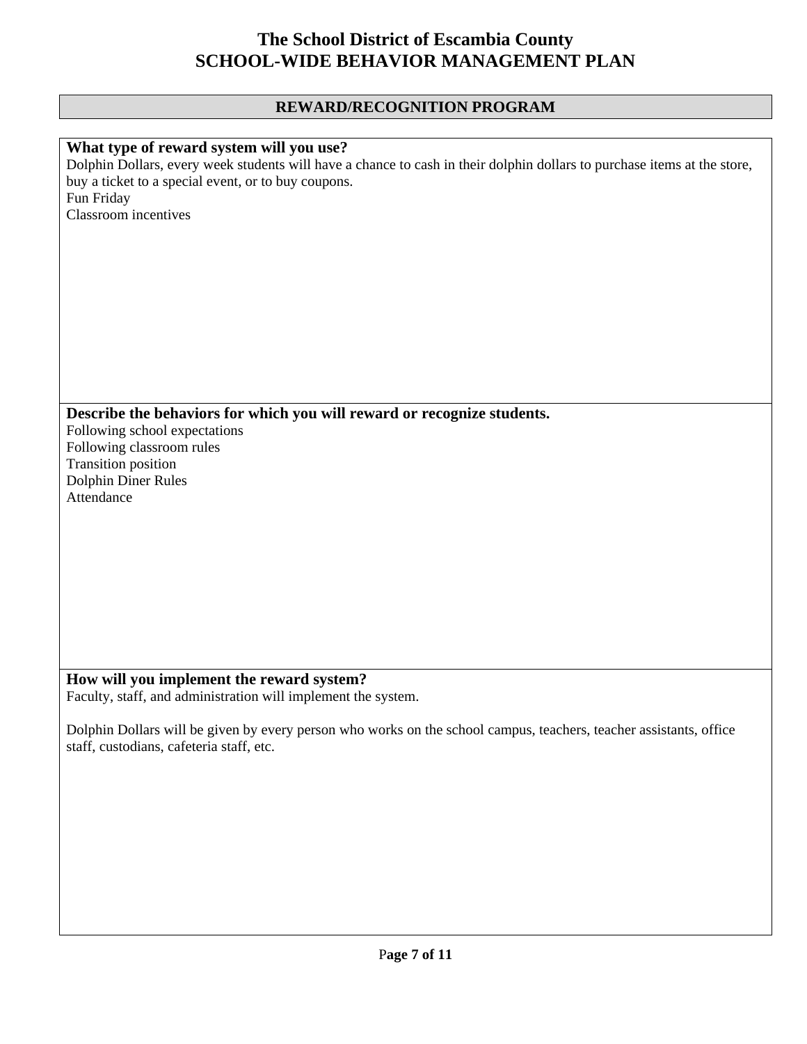# The School District of Escambia County
# SCHOOL-WIDE BEHAVIOR MANAGEMENT PLAN

## REWARD/RECOGNITION PROGRAM

**What type of reward system will you use?**

Dolphin Dollars, every week students will have a chance to cash in their dolphin dollars to purchase items at the store, buy a ticket to a special event, or to buy coupons.
Fun Friday
Classroom incentives

**Describe the behaviors for which you will reward or recognize students.**

Following school expectations
Following classroom rules
Transition position
Dolphin Diner Rules
Attendance

**How will you implement the reward system?**

Faculty, staff, and administration will implement the system.

Dolphin Dollars will be given by every person who works on the school campus, teachers, teacher assistants, office staff, custodians, cafeteria staff, etc.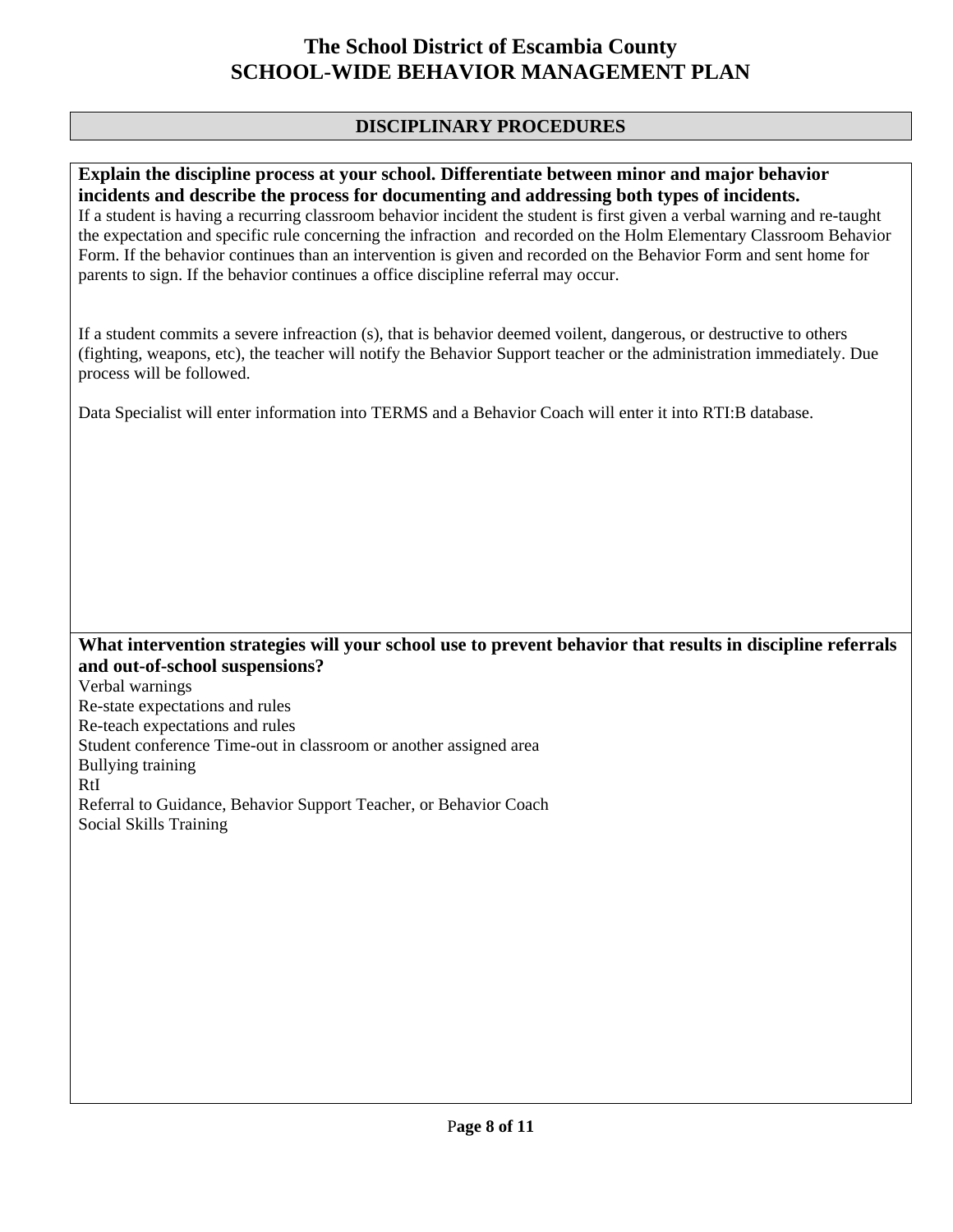# The School District of Escambia County
# SCHOOL-WIDE BEHAVIOR MANAGEMENT PLAN

## DISCIPLINARY PROCEDURES

**Explain the discipline process at your school. Differentiate between minor and major behavior incidents and describe the process for documenting and addressing both types of incidents.**

If a student is having a recurring classroom behavior incident the student is first given a verbal warning and re-taught the expectation and specific rule concerning the infraction and recorded on the Holm Elementary Classroom Behavior Form. If the behavior continues than an intervention is given and recorded on the Behavior Form and sent home for parents to sign. If the behavior continues a office discipline referral may occur.

If a student commits a severe infreaction (s), that is behavior deemed voilent, dangerous, or destructive to others (fighting, weapons, etc), the teacher will notify the Behavior Support teacher or the administration immediately. Due process will be followed.

Data Specialist will enter information into TERMS and a Behavior Coach will enter it into RTI:B database.

**What intervention strategies will your school use to prevent behavior that results in discipline referrals and out-of-school suspensions?**

Verbal warnings
Re-state expectations and rules
Re-teach expectations and rules
Student conference Time-out in classroom or another assigned area
Bullying training
RtI
Referral to Guidance, Behavior Support Teacher, or Behavior Coach
Social Skills Training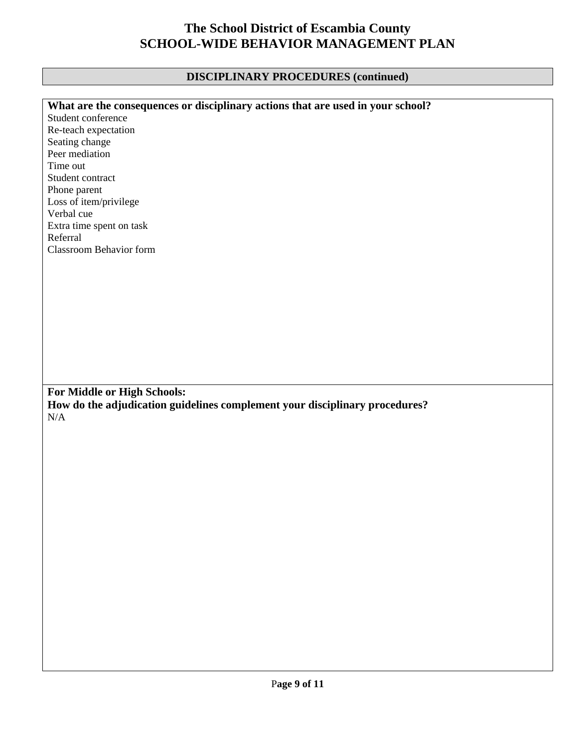# The School District of Escambia County
# SCHOOL-WIDE BEHAVIOR MANAGEMENT PLAN

## DISCIPLINARY PROCEDURES (continued)

**What are the consequences or disciplinary actions that are used in your school?**

Student conference
Re-teach expectation
Seating change
Peer mediation
Time out
Student contract
Phone parent
Loss of item/privilege
Verbal cue
Extra time spent on task
Referral
Classroom Behavior form

**For Middle or High Schools:**
**How do the adjudication guidelines complement your disciplinary procedures?**

N/A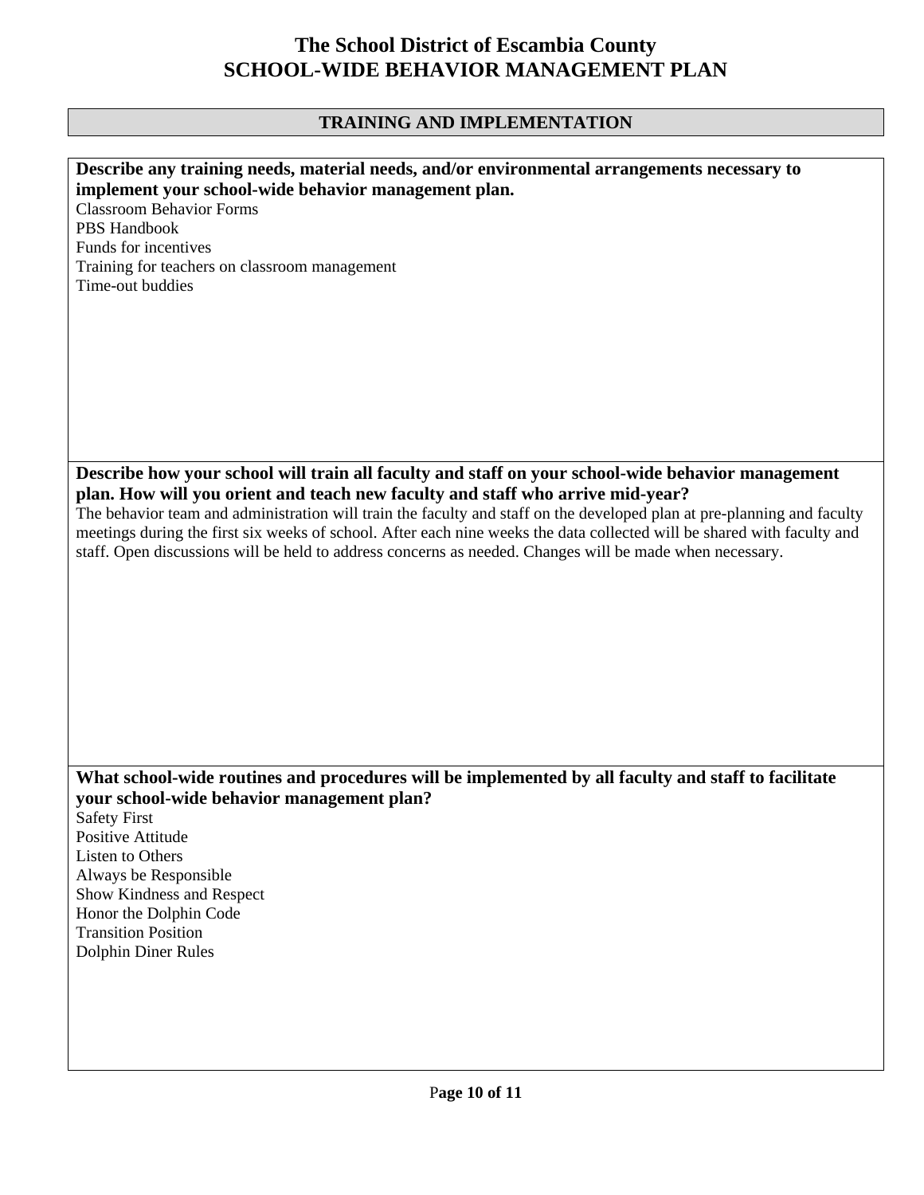# The School District of Escambia County
# SCHOOL-WIDE BEHAVIOR MANAGEMENT PLAN

## TRAINING AND IMPLEMENTATION

**Describe any training needs, material needs, and/or environmental arrangements necessary to implement your school-wide behavior management plan.**

Classroom Behavior Forms
PBS Handbook
Funds for incentives
Training for teachers on classroom management
Time-out buddies

**Describe how your school will train all faculty and staff on your school-wide behavior management plan. How will you orient and teach new faculty and staff who arrive mid-year?**

The behavior team and administration will train the faculty and staff on the developed plan at pre-planning and faculty meetings during the first six weeks of school. After each nine weeks the data collected will be shared with faculty and staff. Open discussions will be held to address concerns as needed. Changes will be made when necessary.

**What school-wide routines and procedures will be implemented by all faculty and staff to facilitate your school-wide behavior management plan?**

Safety First
Positive Attitude
Listen to Others
Always be Responsible
Show Kindness and Respect
Honor the Dolphin Code
Transition Position
Dolphin Diner Rules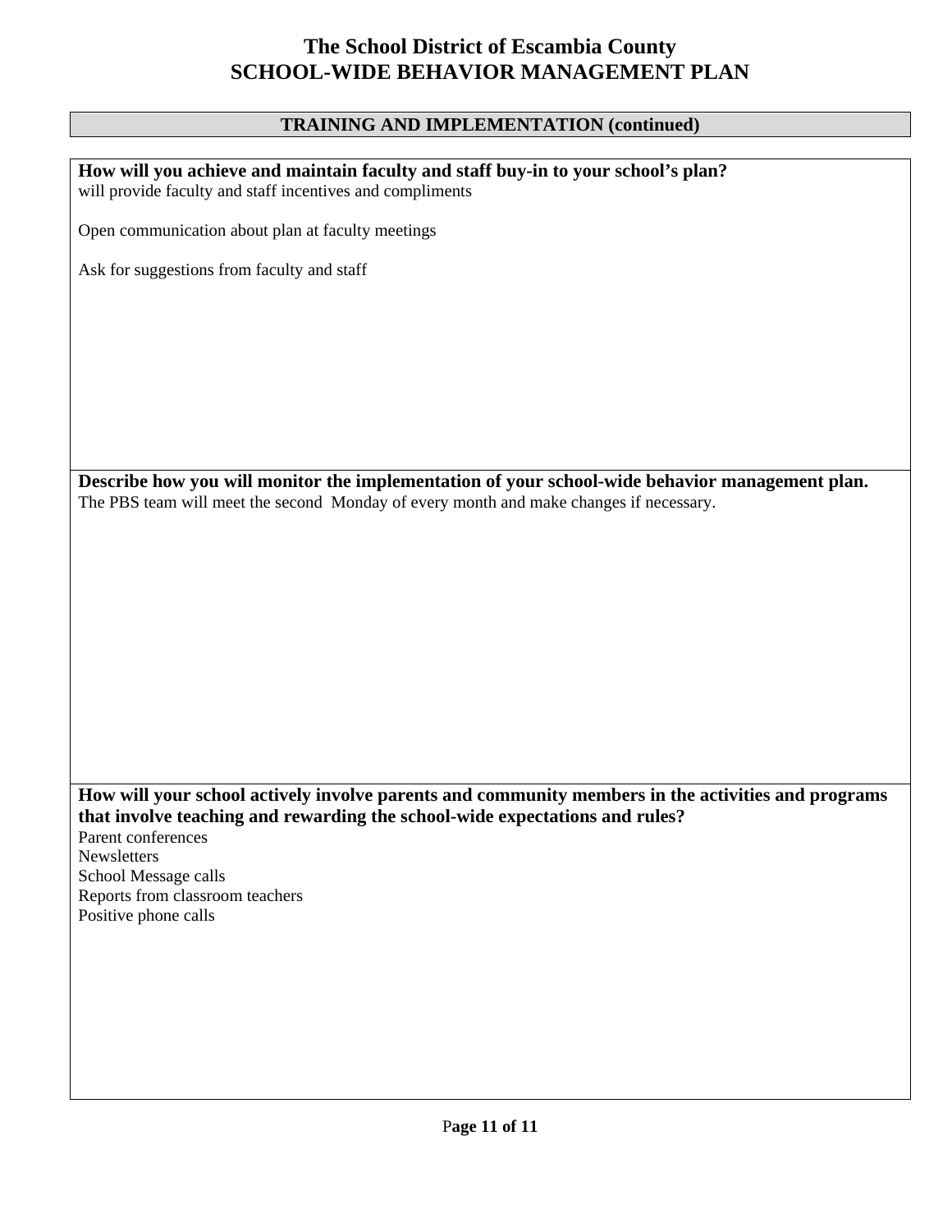# The School District of Escambia County
# SCHOOL-WIDE BEHAVIOR MANAGEMENT PLAN

## TRAINING AND IMPLEMENTATION (continued)

**How will you achieve and maintain faculty and staff buy-in to your school's plan?**

will provide faculty and staff incentives and compliments

Open communication about plan at faculty meetings

Ask for suggestions from faculty and staff

**Describe how you will monitor the implementation of your school-wide behavior management plan.**

The PBS team will meet the second Monday of every month and make changes if necessary.

**How will your school actively involve parents and community members in the activities and programs that involve teaching and rewarding the school-wide expectations and rules?**

Parent conferences
Newsletters
School Message calls
Reports from classroom teachers
Positive phone calls